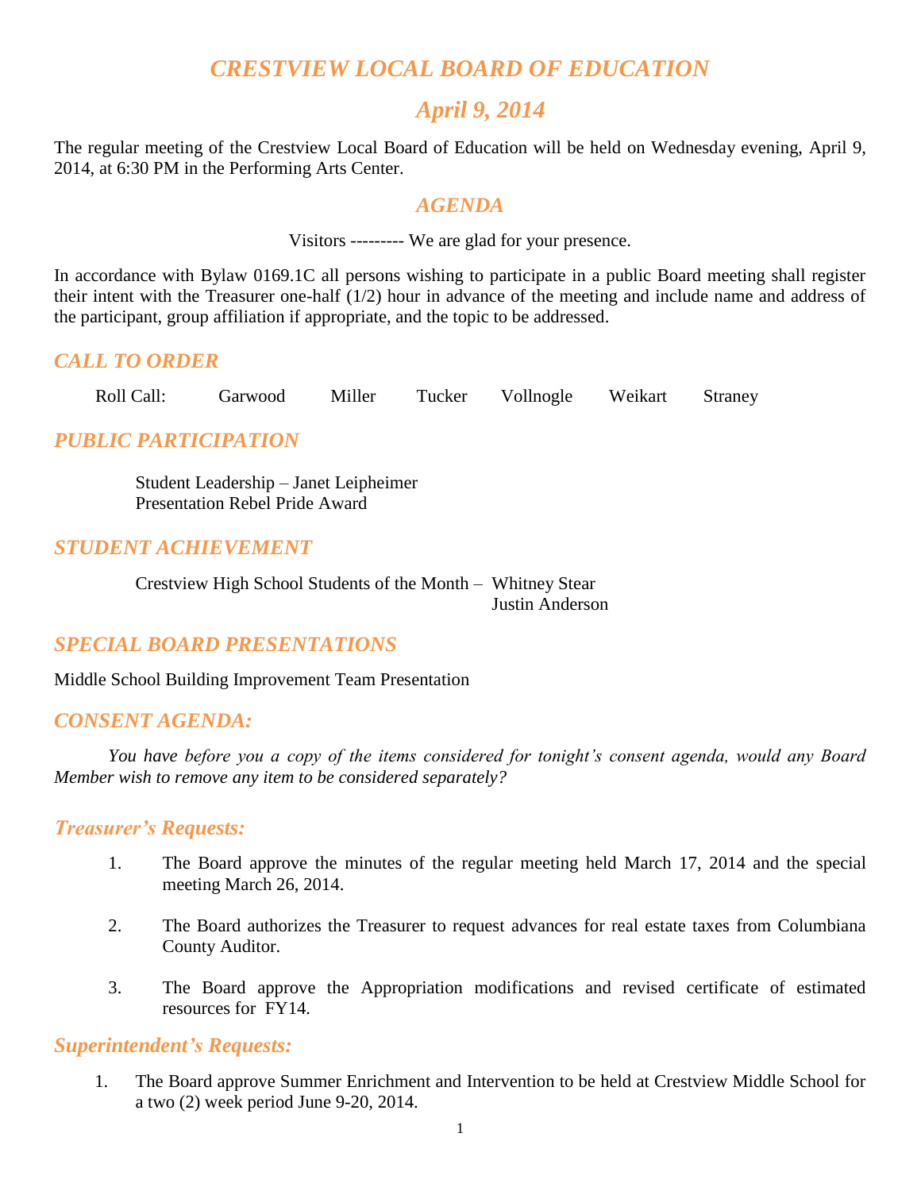# *CRESTVIEW LOCAL BOARD OF EDUCATION*

## *April 9, 2014*

The regular meeting of the Crestview Local Board of Education will be held on Wednesday evening, April 9, 2014, at 6:30 PM in the Performing Arts Center.

## *AGENDA*

Visitors --------- We are glad for your presence.

In accordance with Bylaw 0169.1C all persons wishing to participate in a public Board meeting shall register their intent with the Treasurer one-half (1/2) hour in advance of the meeting and include name and address of the participant, group affiliation if appropriate, and the topic to be addressed.

### *CALL TO ORDER*

Roll Call: Garwood Miller Tucker Vollnogle Weikart Straney

### *PUBLIC PARTICIPATION*

Student Leadership – Janet Leipheimer
Presentation Rebel Pride Award

### *STUDENT ACHIEVEMENT*

Crestview High School Students of the Month – Whitney Stear
Justin Anderson

### *SPECIAL BOARD PRESENTATIONS*

Middle School Building Improvement Team Presentation

### *CONSENT AGENDA:*

*You have before you a copy of the items considered for tonight's consent agenda, would any Board Member wish to remove any item to be considered separately?*

### *Treasurer's Requests:*

1. The Board approve the minutes of the regular meeting held March 17, 2014 and the special meeting March 26, 2014.
2. The Board authorizes the Treasurer to request advances for real estate taxes from Columbiana County Auditor.
3. The Board approve the Appropriation modifications and revised certificate of estimated resources for FY14.

### *Superintendent's Requests:*

1. The Board approve Summer Enrichment and Intervention to be held at Crestview Middle School for a two (2) week period June 9-20, 2014.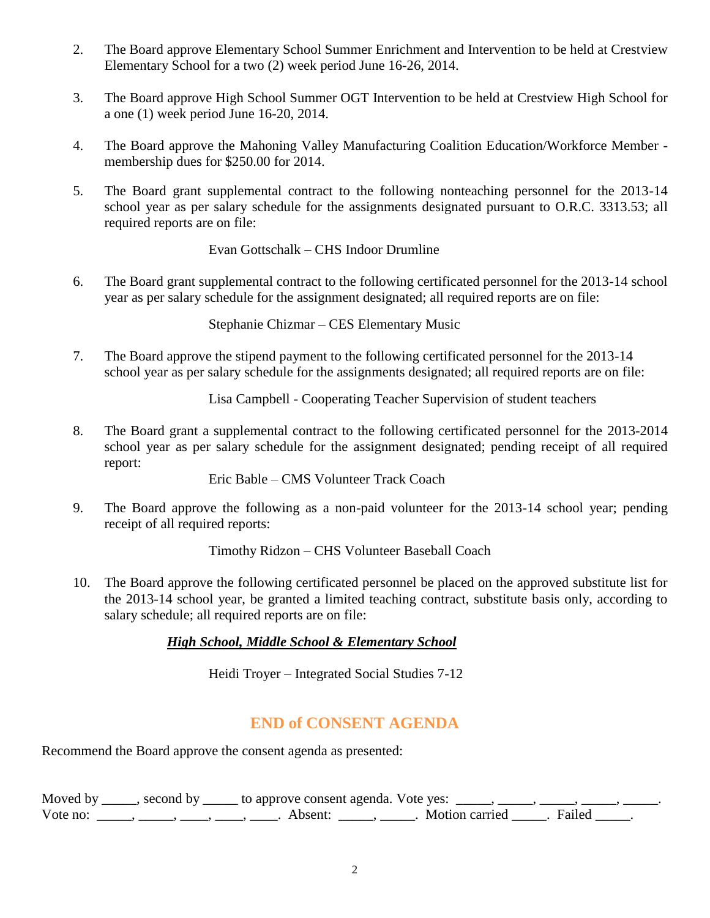2. The Board approve Elementary School Summer Enrichment and Intervention to be held at Crestview Elementary School for a two (2) week period June 16-26, 2014.

3. The Board approve High School Summer OGT Intervention to be held at Crestview High School for a one (1) week period June 16-20, 2014.

4. The Board approve the Mahoning Valley Manufacturing Coalition Education/Workforce Member - membership dues for $250.00 for 2014.

5. The Board grant supplemental contract to the following nonteaching personnel for the 2013-14 school year as per salary schedule for the assignments designated pursuant to O.R.C. 3313.53; all required reports are on file:

   Evan Gottschalk – CHS Indoor Drumline

6. The Board grant supplemental contract to the following certificated personnel for the 2013-14 school year as per salary schedule for the assignment designated; all required reports are on file:

   Stephanie Chizmar – CES Elementary Music

7. The Board approve the stipend payment to the following certificated personnel for the 2013-14 school year as per salary schedule for the assignments designated; all required reports are on file:

   Lisa Campbell - Cooperating Teacher Supervision of student teachers

8. The Board grant a supplemental contract to the following certificated personnel for the 2013-2014 school year as per salary schedule for the assignment designated; pending receipt of all required report:

   Eric Bable – CMS Volunteer Track Coach

9. The Board approve the following as a non-paid volunteer for the 2013-14 school year; pending receipt of all required reports:

   Timothy Ridzon – CHS Volunteer Baseball Coach

10. The Board approve the following certificated personnel be placed on the approved substitute list for the 2013-14 school year, be granted a limited teaching contract, substitute basis only, according to salary schedule; all required reports are on file:

    ***High School, Middle School & Elementary School***

    Heidi Troyer – Integrated Social Studies 7-12

## END of CONSENT AGENDA

Recommend the Board approve the consent agenda as presented:

Moved by _____, second by _____ to approve consent agenda. Vote yes: _____, _____, _____, _____, _____.
Vote no: _____, _____, ____, ____, ____. Absent: _____, _____. Motion carried _____. Failed _____.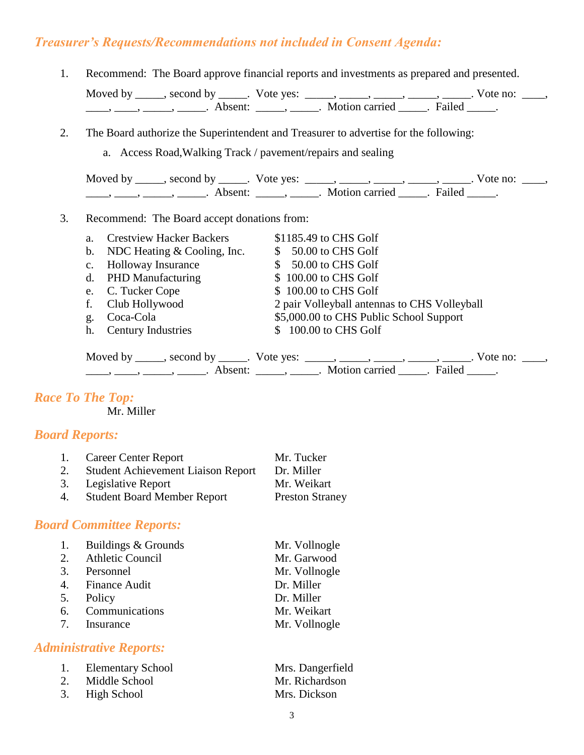## *Treasurer's Requests/Recommendations not included in Consent Agenda:*

1. Recommend: The Board approve financial reports and investments as prepared and presented.

   Moved by _____, second by _____. Vote yes: _____, _____, _____, _____, _____. Vote no: ____, ____, ____, _____, _____. Absent: _____, _____. Motion carried _____. Failed _____.

2. The Board authorize the Superintendent and Treasurer to advertise for the following:

   a. Access Road,Walking Track / pavement/repairs and sealing

   Moved by _____, second by _____. Vote yes: _____, _____, _____, _____, _____. Vote no: ____, ____, ____, _____, _____. Absent: _____, _____. Motion carried _____. Failed _____.

3. Recommend: The Board accept donations from:

   | | | |
   |---|---|---|
   | a. | Crestview Hacker Backers | $1185.49 to CHS Golf |
   | b. | NDC Heating & Cooling, Inc. | $ 50.00 to CHS Golf |
   | c. | Holloway Insurance | $ 50.00 to CHS Golf |
   | d. | PHD Manufacturing | $ 100.00 to CHS Golf |
   | e. | C. Tucker Cope | $ 100.00 to CHS Golf |
   | f. | Club Hollywood | 2 pair Volleyball antennas to CHS Volleyball |
   | g. | Coca-Cola | $5,000.00 to CHS Public School Support |
   | h. | Century Industries | $ 100.00 to CHS Golf |

   Moved by _____, second by _____. Vote yes: _____, _____, _____, _____, _____. Vote no: ____, ____, ____, _____, _____. Absent: _____, _____. Motion carried _____. Failed _____.

## *Race To The Top:*

Mr. Miller

## *Board Reports:*

| | | |
|---|---|---|
| 1. | Career Center Report | Mr. Tucker |
| 2. | Student Achievement Liaison Report | Dr. Miller |
| 3. | Legislative Report | Mr. Weikart |
| 4. | Student Board Member Report | Preston Straney |

## *Board Committee Reports:*

| | | |
|---|---|---|
| 1. | Buildings & Grounds | Mr. Vollnogle |
| 2. | Athletic Council | Mr. Garwood |
| 3. | Personnel | Mr. Vollnogle |
| 4. | Finance Audit | Dr. Miller |
| 5. | Policy | Dr. Miller |
| 6. | Communications | Mr. Weikart |
| 7. | Insurance | Mr. Vollnogle |

## *Administrative Reports:*

| | | |
|---|---|---|
| 1. | Elementary School | Mrs. Dangerfield |
| 2. | Middle School | Mr. Richardson |
| 3. | High School | Mrs. Dickson |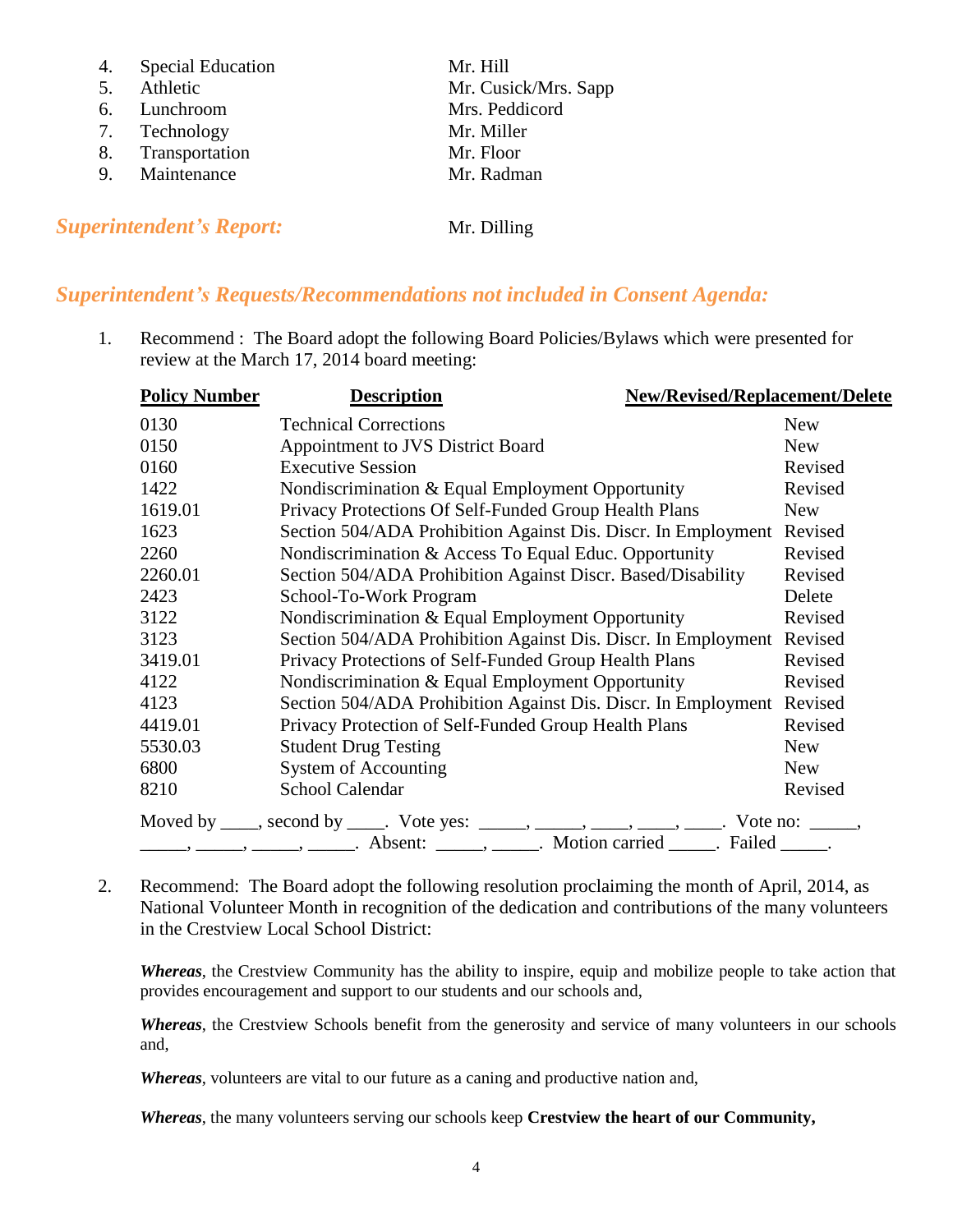4. Special Education Mr. Hill
5. Athletic Mr. Cusick/Mrs. Sapp
6. Lunchroom Mrs. Peddicord
7. Technology Mr. Miller
8. Transportation Mr. Floor
9. Maintenance Mr. Radman

## *Superintendent's Report:* Mr. Dilling

## *Superintendent's Requests/Recommendations not included in Consent Agenda:*

1. Recommend : The Board adopt the following Board Policies/Bylaws which were presented for review at the March 17, 2014 board meeting:

| Policy Number | Description | New/Revised/Replacement/Delete |
|---|---|---|
| 0130 | Technical Corrections | New |
| 0150 | Appointment to JVS District Board | New |
| 0160 | Executive Session | Revised |
| 1422 | Nondiscrimination & Equal Employment Opportunity | Revised |
| 1619.01 | Privacy Protections Of Self-Funded Group Health Plans | New |
| 1623 | Section 504/ADA Prohibition Against Dis. Discr. In Employment | Revised |
| 2260 | Nondiscrimination & Access To Equal Educ. Opportunity | Revised |
| 2260.01 | Section 504/ADA Prohibition Against Discr. Based/Disability | Revised |
| 2423 | School-To-Work Program | Delete |
| 3122 | Nondiscrimination & Equal Employment Opportunity | Revised |
| 3123 | Section 504/ADA Prohibition Against Dis. Discr. In Employment | Revised |
| 3419.01 | Privacy Protections of Self-Funded Group Health Plans | Revised |
| 4122 | Nondiscrimination & Equal Employment Opportunity | Revised |
| 4123 | Section 504/ADA Prohibition Against Dis. Discr. In Employment | Revised |
| 4419.01 | Privacy Protection of Self-Funded Group Health Plans | Revised |
| 5530.03 | Student Drug Testing | New |
| 6800 | System of Accounting | New |
| 8210 | School Calendar | Revised |

Moved by ____, second by ____. Vote yes: _____, _____, ____, ____, ____. Vote no: _____, _____, _____, _____, _____. Absent: _____, _____. Motion carried _____. Failed _____.

2. Recommend: The Board adopt the following resolution proclaiming the month of April, 2014, as National Volunteer Month in recognition of the dedication and contributions of the many volunteers in the Crestview Local School District:

   ***Whereas***, the Crestview Community has the ability to inspire, equip and mobilize people to take action that provides encouragement and support to our students and our schools and,

   ***Whereas***, the Crestview Schools benefit from the generosity and service of many volunteers in our schools and,

   ***Whereas***, volunteers are vital to our future as a caning and productive nation and,

   ***Whereas***, the many volunteers serving our schools keep **Crestview the heart of our Community,**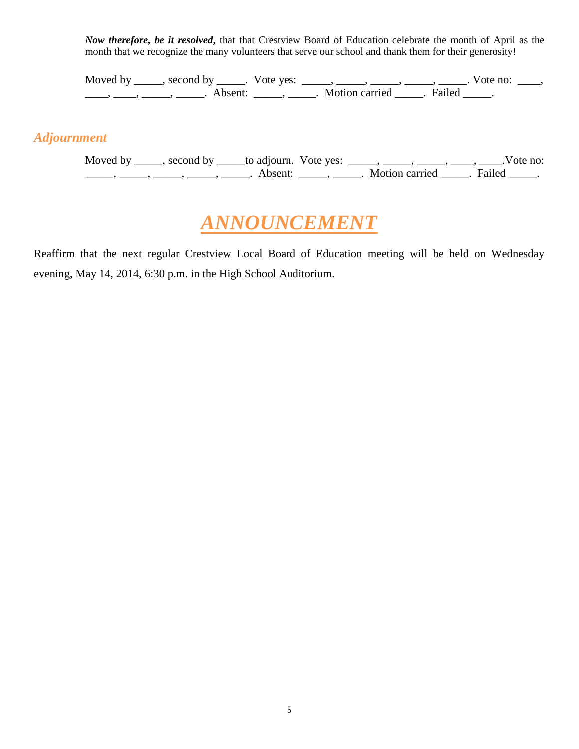***Now therefore, be it resolved,*** that that Crestview Board of Education celebrate the month of April as the month that we recognize the many volunteers that serve our school and thank them for their generosity!

Moved by _____, second by _____. Vote yes: _____, _____, _____, _____, _____. Vote no: ____, ____, ____, _____, _____. Absent: _____, _____. Motion carried _____. Failed _____.

## *Adjournment*

Moved by _____, second by _____to adjourn. Vote yes: _____, _____, _____, ____, ____.Vote no: _____, _____, _____, _____, _____. Absent: _____, _____. Motion carried _____. Failed _____.

# ***ANNOUNCEMENT***

Reaffirm that the next regular Crestview Local Board of Education meeting will be held on Wednesday evening, May 14, 2014, 6:30 p.m. in the High School Auditorium.